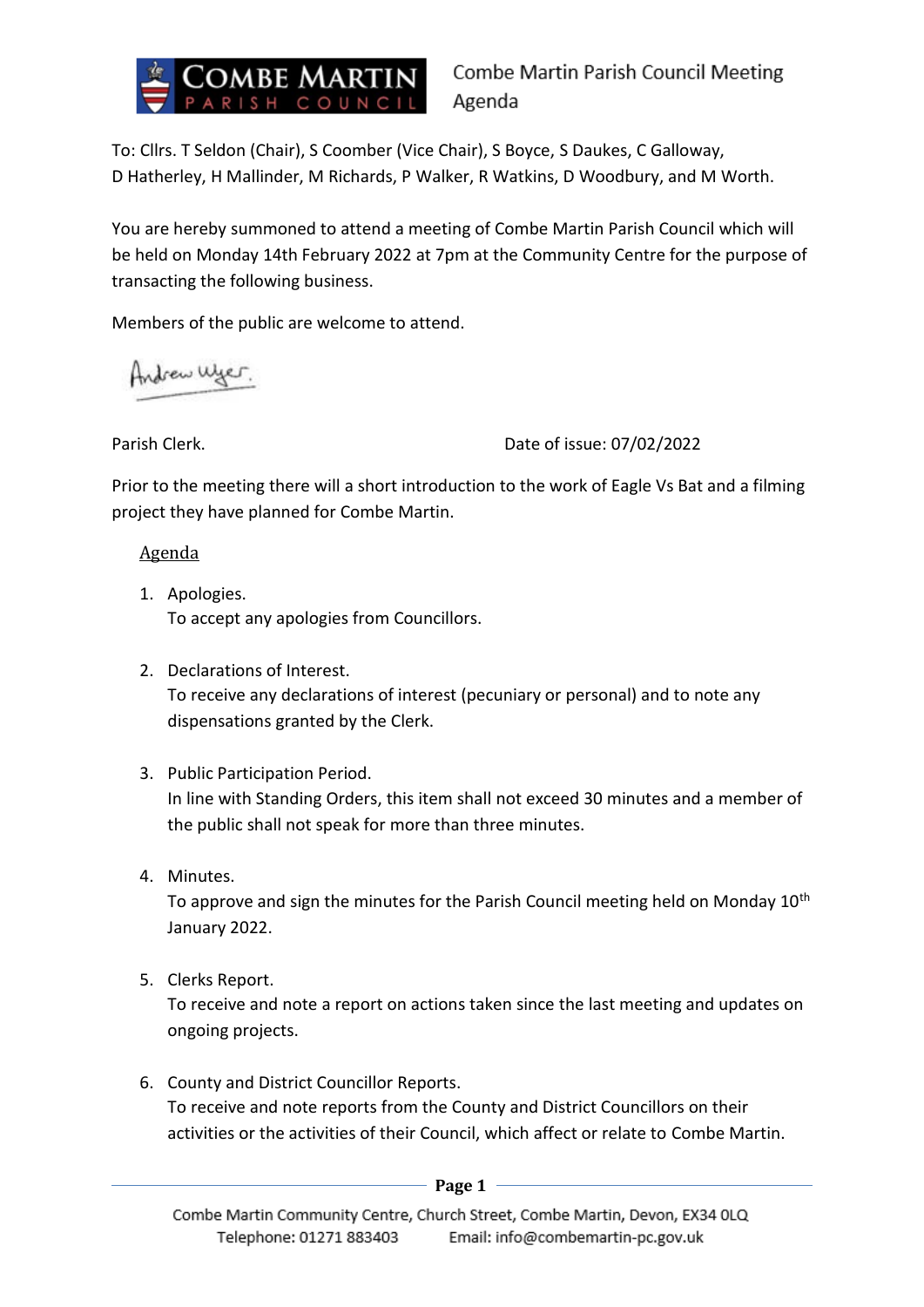# Combe Martin Parish Council Meeting Agenda

To: Cllrs. T Seldon (Chair), S Coomber (Vice Chair), S Boyce, S Daukes, C Galloway, D Hatherley, H Mallinder, M Richards, P Walker, R Watkins, D Woodbury, and M Worth.

You are hereby summoned to attend a meeting of Combe Martin Parish Council which will be held on Monday 14th February 2022 at 7pm at the Community Centre for the purpose of transacting the following business.

Members of the public are welcome to attend.

Andrew Wyer.

Parish Clerk. Date of issue: 07/02/2022

Prior to the meeting there will a short introduction to the work of Eagle Vs Bat and a filming project they have planned for Combe Martin.

## Agenda

1. Apologies.
   To accept any apologies from Councillors.

2. Declarations of Interest.
   To receive any declarations of interest (pecuniary or personal) and to note any dispensations granted by the Clerk.

3. Public Participation Period.
   In line with Standing Orders, this item shall not exceed 30 minutes and a member of the public shall not speak for more than three minutes.

4. Minutes.
   To approve and sign the minutes for the Parish Council meeting held on Monday 10th January 2022.

5. Clerks Report.
   To receive and note a report on actions taken since the last meeting and updates on ongoing projects.

6. County and District Councillor Reports.
   To receive and note reports from the County and District Councillors on their activities or the activities of their Council, which affect or relate to Combe Martin.

Combe Martin Community Centre, Church Street, Combe Martin, Devon, EX34 0LQ
Telephone: 01271 883403 Email: info@combemartin-pc.gov.uk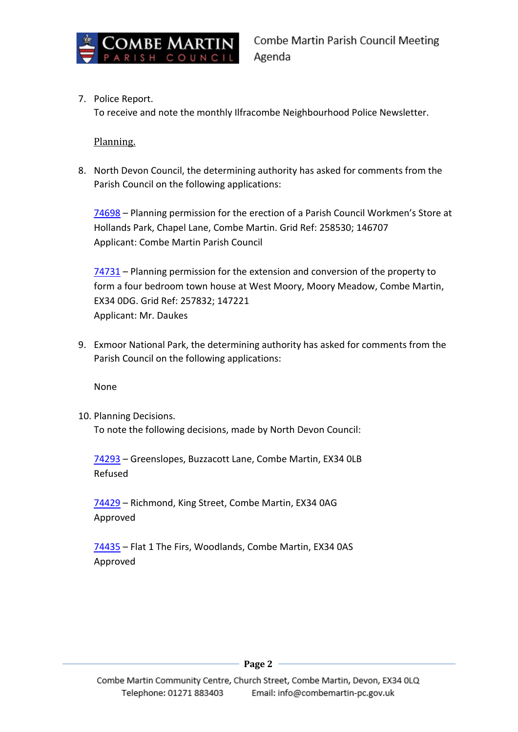7. Police Report.
   To receive and note the monthly Ilfracombe Neighbourhood Police Newsletter.

   <u>Planning.</u>

8. North Devon Council, the determining authority has asked for comments from the Parish Council on the following applications:

   74698 – Planning permission for the erection of a Parish Council Workmen's Store at Hollands Park, Chapel Lane, Combe Martin. Grid Ref: 258530; 146707
   Applicant: Combe Martin Parish Council

   74731 – Planning permission for the extension and conversion of the property to form a four bedroom town house at West Moory, Moory Meadow, Combe Martin, EX34 0DG. Grid Ref: 257832; 147221
   Applicant: Mr. Daukes

9. Exmoor National Park, the determining authority has asked for comments from the Parish Council on the following applications:

   None

10. Planning Decisions.
    To note the following decisions, made by North Devon Council:

    74293 – Greenslopes, Buzzacott Lane, Combe Martin, EX34 0LB
    Refused

    74429 – Richmond, King Street, Combe Martin, EX34 0AG
    Approved

    74435 – Flat 1 The Firs, Woodlands, Combe Martin, EX34 0AS
    Approved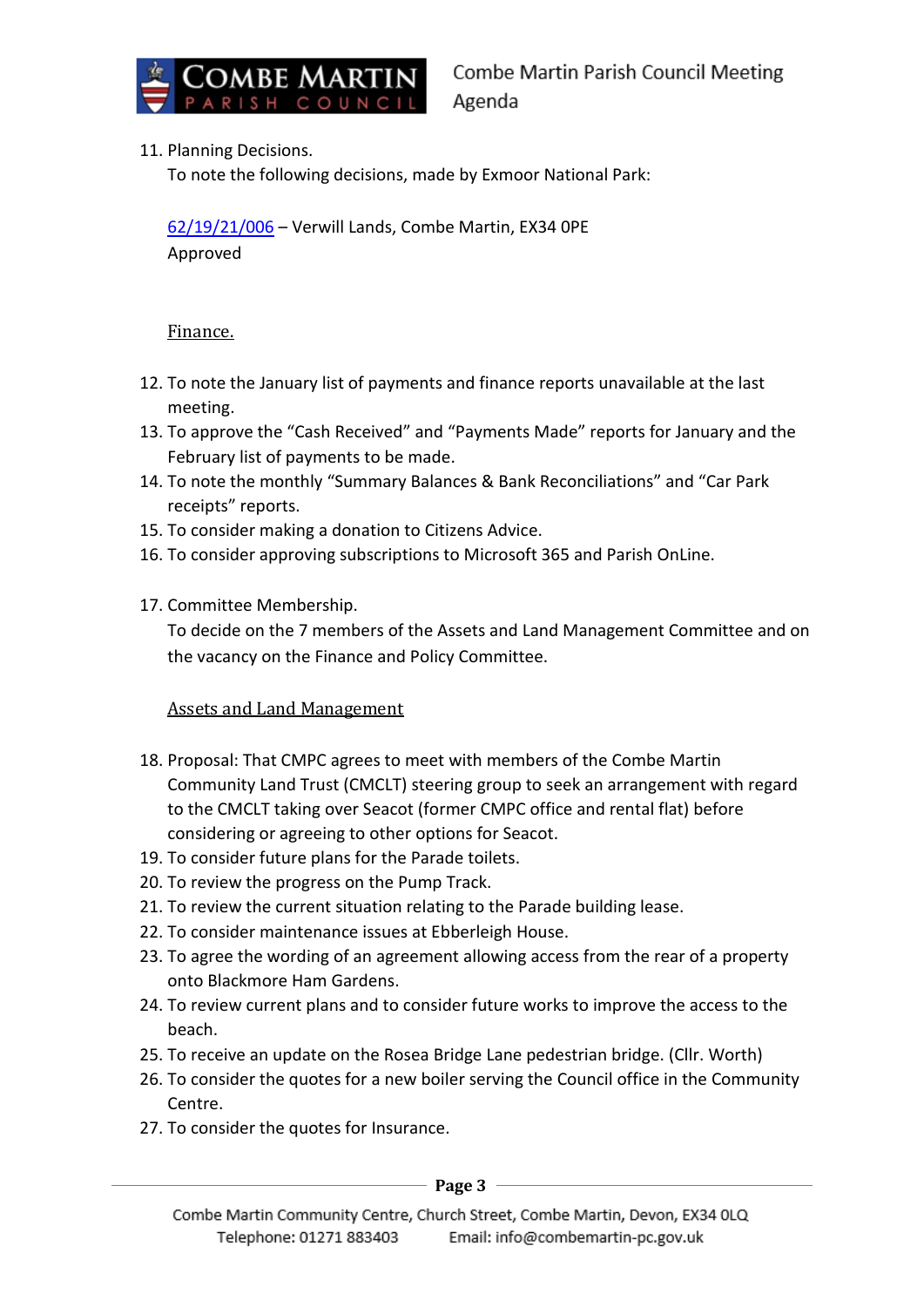11. Planning Decisions.
    To note the following decisions, made by Exmoor National Park:

    [62/19/21/006](62/19/21/006) – Verwill Lands, Combe Martin, EX34 0PE
    Approved

<u>Finance.</u>

12. To note the January list of payments and finance reports unavailable at the last meeting.
13. To approve the "Cash Received" and "Payments Made" reports for January and the February list of payments to be made.
14. To note the monthly "Summary Balances & Bank Reconciliations" and "Car Park receipts" reports.
15. To consider making a donation to Citizens Advice.
16. To consider approving subscriptions to Microsoft 365 and Parish OnLine.

17. Committee Membership.
    To decide on the 7 members of the Assets and Land Management Committee and on the vacancy on the Finance and Policy Committee.

<u>Assets and Land Management</u>

18. Proposal: That CMPC agrees to meet with members of the Combe Martin Community Land Trust (CMCLT) steering group to seek an arrangement with regard to the CMCLT taking over Seacot (former CMPC office and rental flat) before considering or agreeing to other options for Seacot.
19. To consider future plans for the Parade toilets.
20. To review the progress on the Pump Track.
21. To review the current situation relating to the Parade building lease.
22. To consider maintenance issues at Ebberleigh House.
23. To agree the wording of an agreement allowing access from the rear of a property onto Blackmore Ham Gardens.
24. To review current plans and to consider future works to improve the access to the beach.
25. To receive an update on the Rosea Bridge Lane pedestrian bridge. (Cllr. Worth)
26. To consider the quotes for a new boiler serving the Council office in the Community Centre.
27. To consider the quotes for Insurance.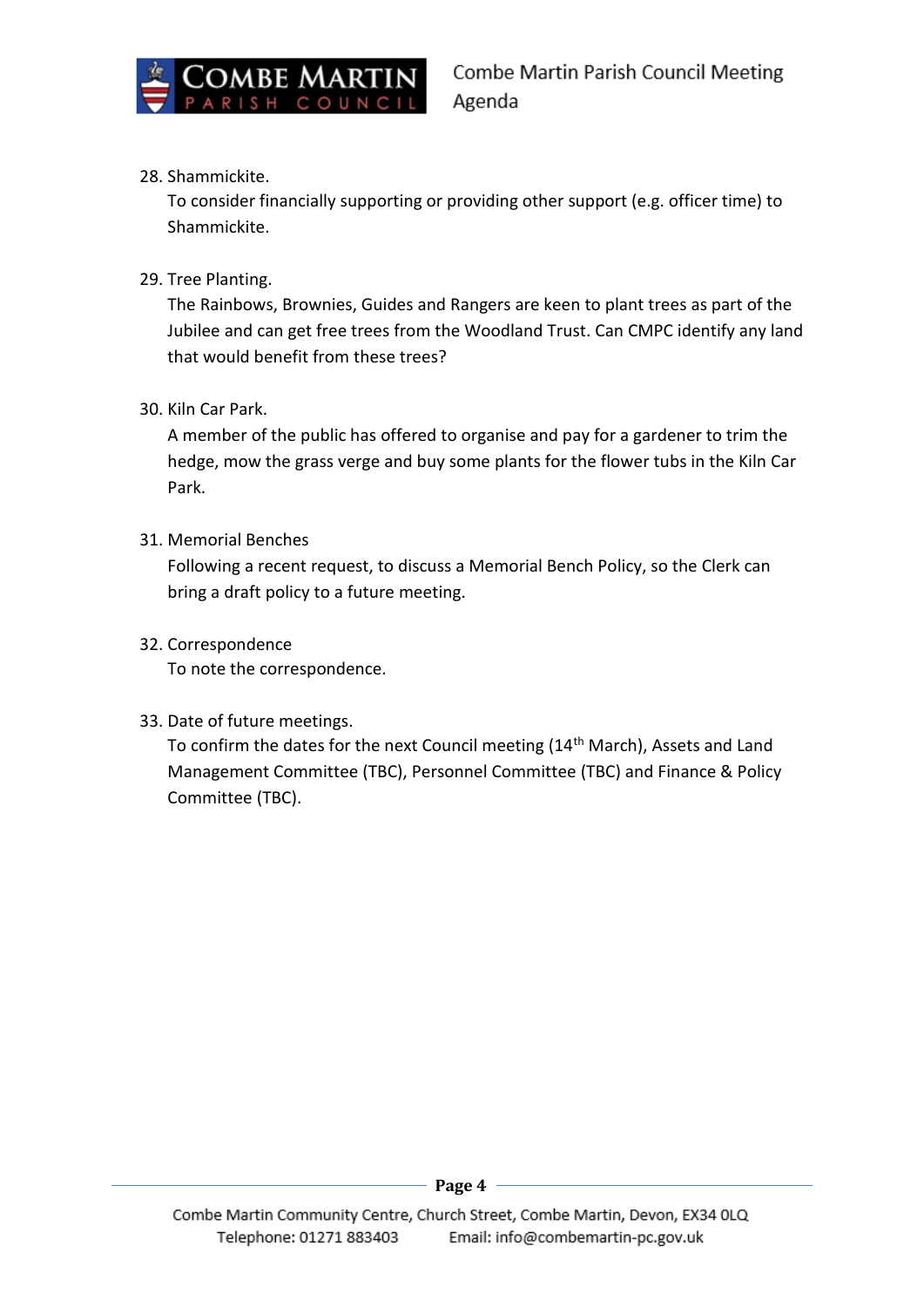28. Shammickite.
    To consider financially supporting or providing other support (e.g. officer time) to Shammickite.

29. Tree Planting.
    The Rainbows, Brownies, Guides and Rangers are keen to plant trees as part of the Jubilee and can get free trees from the Woodland Trust. Can CMPC identify any land that would benefit from these trees?

30. Kiln Car Park.
    A member of the public has offered to organise and pay for a gardener to trim the hedge, mow the grass verge and buy some plants for the flower tubs in the Kiln Car Park.

31. Memorial Benches
    Following a recent request, to discuss a Memorial Bench Policy, so the Clerk can bring a draft policy to a future meeting.

32. Correspondence
    To note the correspondence.

33. Date of future meetings.
    To confirm the dates for the next Council meeting (14th March), Assets and Land Management Committee (TBC), Personnel Committee (TBC) and Finance & Policy Committee (TBC).